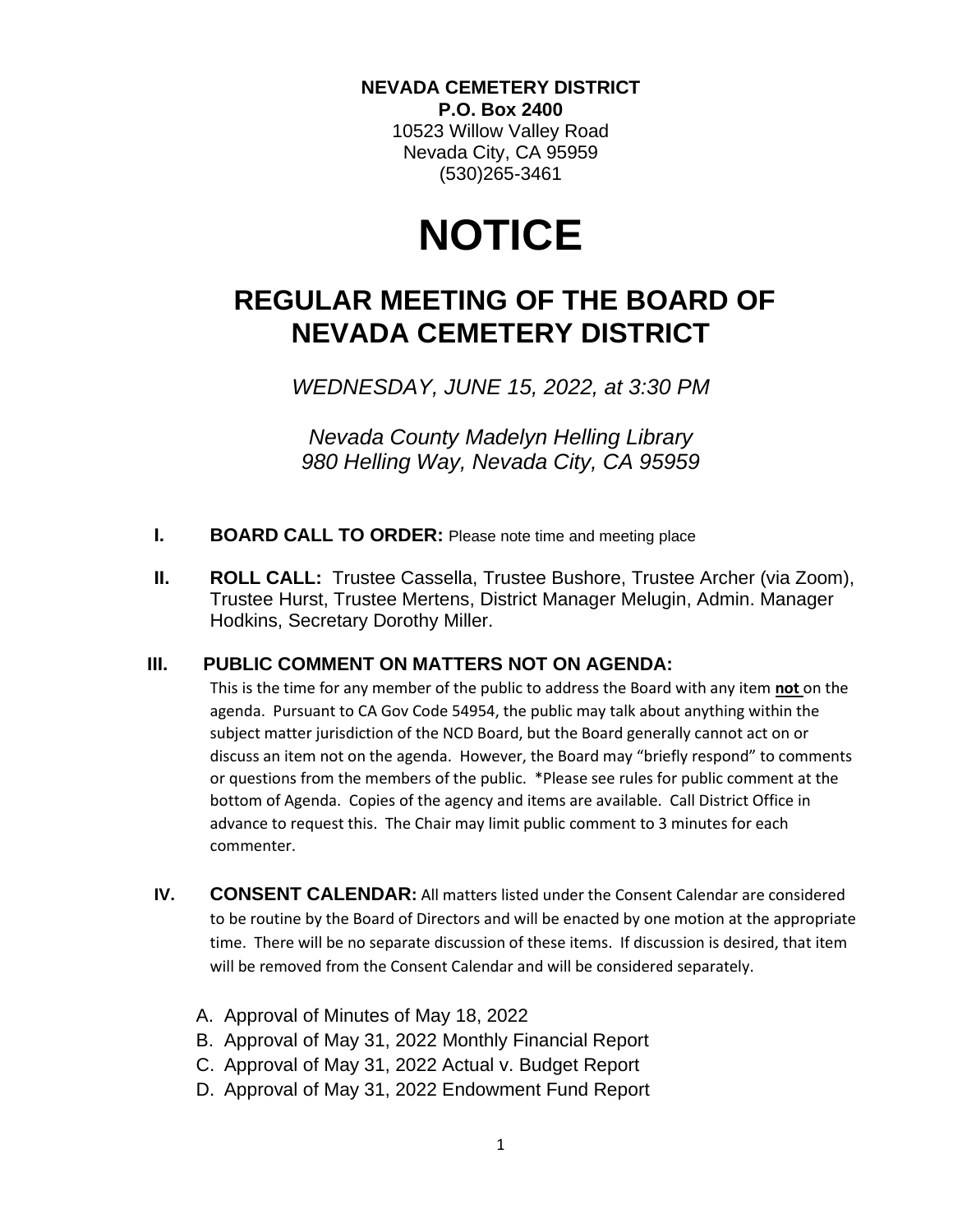**NEVADA CEMETERY DISTRICT**
**P.O. Box 2400**
10523 Willow Valley Road
Nevada City, CA 95959
(530)265-3461

# NOTICE

## REGULAR MEETING OF THE BOARD OF NEVADA CEMETERY DISTRICT

*WEDNESDAY, JUNE 15, 2022, at 3:30 PM*

*Nevada County Madelyn Helling Library*
*980 Helling Way, Nevada City, CA 95959*

**I. BOARD CALL TO ORDER:** Please note time and meeting place

**II. ROLL CALL:** Trustee Cassella, Trustee Bushore, Trustee Archer (via Zoom), Trustee Hurst, Trustee Mertens, District Manager Melugin, Admin. Manager Hodkins, Secretary Dorothy Miller.

**III. PUBLIC COMMENT ON MATTERS NOT ON AGENDA:**

This is the time for any member of the public to address the Board with any item **not** on the agenda. Pursuant to CA Gov Code 54954, the public may talk about anything within the subject matter jurisdiction of the NCD Board, but the Board generally cannot act on or discuss an item not on the agenda. However, the Board may "briefly respond" to comments or questions from the members of the public. *Please see rules for public comment at the bottom of Agenda. Copies of the agency and items are available. Call District Office in advance to request this. The Chair may limit public comment to 3 minutes for each commenter.

**IV. CONSENT CALENDAR:** All matters listed under the Consent Calendar are considered to be routine by the Board of Directors and will be enacted by one motion at the appropriate time. There will be no separate discussion of these items. If discussion is desired, that item will be removed from the Consent Calendar and will be considered separately.

A. Approval of Minutes of May 18, 2022
B. Approval of May 31, 2022 Monthly Financial Report
C. Approval of May 31, 2022 Actual v. Budget Report
D. Approval of May 31, 2022 Endowment Fund Report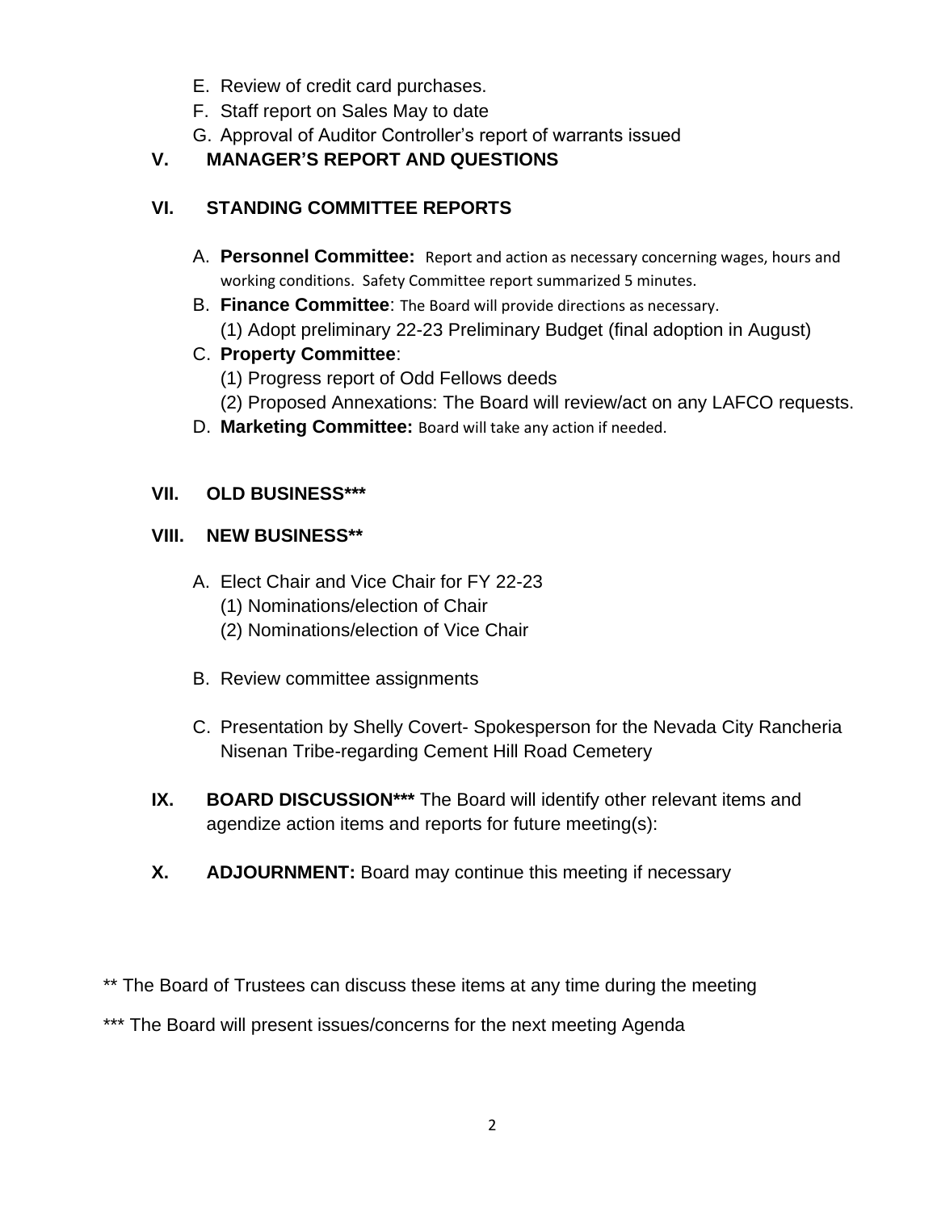E. Review of credit card purchases.
F. Staff report on Sales May to date
G. Approval of Auditor Controller's report of warrants issued

## V. MANAGER'S REPORT AND QUESTIONS

## VI. STANDING COMMITTEE REPORTS

A. **Personnel Committee:** Report and action as necessary concerning wages, hours and working conditions. Safety Committee report summarized 5 minutes.

B. **Finance Committee**: The Board will provide directions as necessary.
   (1) Adopt preliminary 22-23 Preliminary Budget (final adoption in August)

C. **Property Committee**:
   (1) Progress report of Odd Fellows deeds
   (2) Proposed Annexations: The Board will review/act on any LAFCO requests.

D. **Marketing Committee:** Board will take any action if needed.

## VII. OLD BUSINESS***

## VIII. NEW BUSINESS**

A. Elect Chair and Vice Chair for FY 22-23
   (1) Nominations/election of Chair
   (2) Nominations/election of Vice Chair

B. Review committee assignments

C. Presentation by Shelly Covert- Spokesperson for the Nevada City Rancheria Nisenan Tribe-regarding Cement Hill Road Cemetery

**IX. BOARD DISCUSSION*** ** The Board will identify other relevant items and agendize action items and reports for future meeting(s):

**X. ADJOURNMENT:** Board may continue this meeting if necessary

** The Board of Trustees can discuss these items at any time during the meeting

*** The Board will present issues/concerns for the next meeting Agenda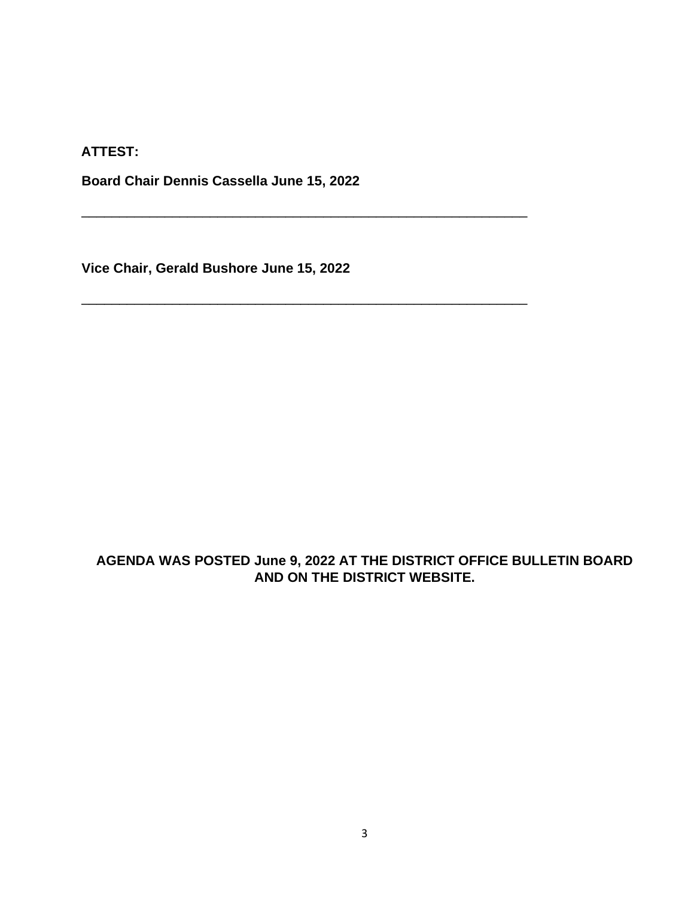**ATTEST:**

**Board Chair Dennis Cassella June 15, 2022**

\_\_\_\_\_\_\_\_\_\_\_\_\_\_\_\_\_\_\_\_\_\_\_\_\_\_\_\_\_\_\_\_\_\_\_\_\_\_\_\_\_\_\_\_\_\_\_\_\_\_\_\_\_\_\_\_\_\_\_\_

**Vice Chair, Gerald Bushore June 15, 2022**

\_\_\_\_\_\_\_\_\_\_\_\_\_\_\_\_\_\_\_\_\_\_\_\_\_\_\_\_\_\_\_\_\_\_\_\_\_\_\_\_\_\_\_\_\_\_\_\_\_\_\_\_\_\_\_\_\_\_\_\_

**AGENDA WAS POSTED June 9, 2022 AT THE DISTRICT OFFICE BULLETIN BOARD AND ON THE DISTRICT WEBSITE.**